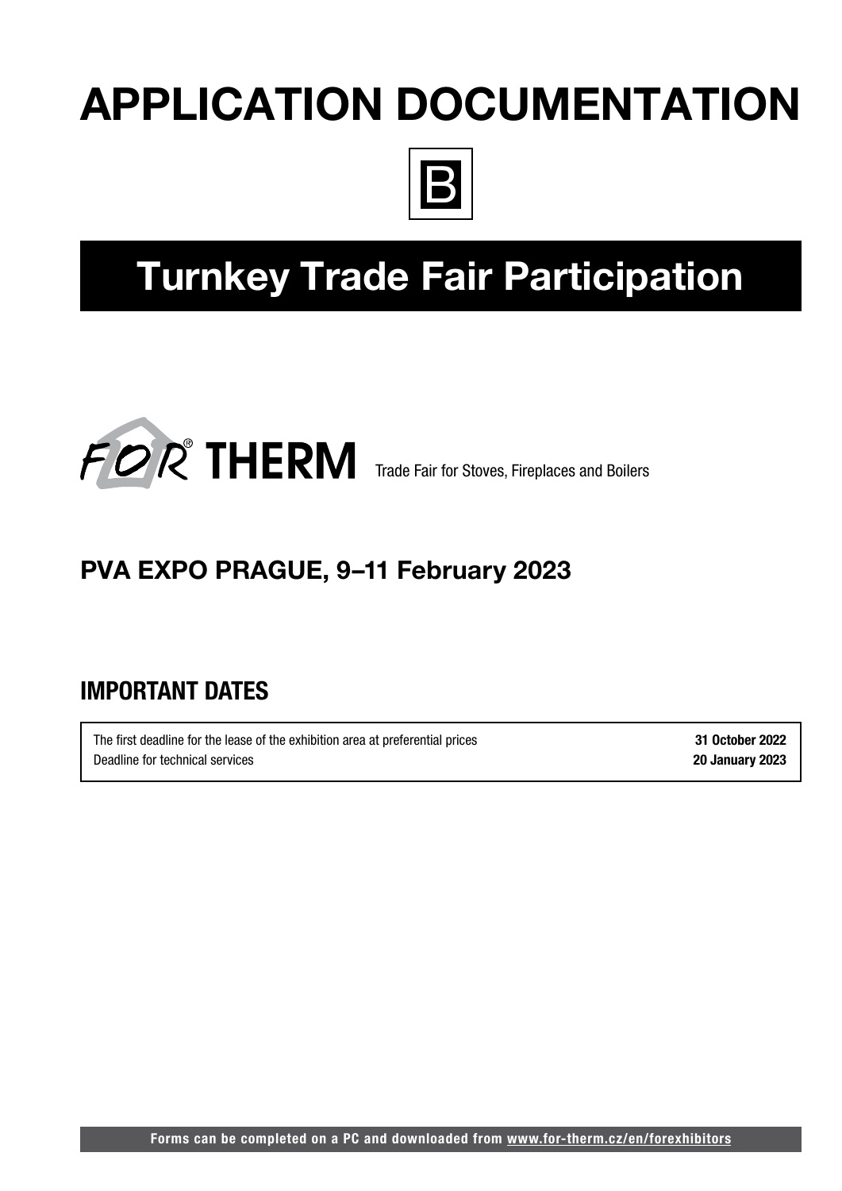# APPLICATION DOCUMENTATION

B

# Turnkey Trade Fair Participation

FOR® THERM Trade Fair for Stoves, Fireplaces and Boilers

## PVA EXPO PRAGUE, 9–11 February 2023

## IMPORTANT DATES

| | |
|---|---|
| The first deadline for the lease of the exhibition area at preferential prices | **31 October 2022** |
| Deadline for technical services | **20 January 2023** |

**Forms can be completed on a PC and downloaded from www.for-therm.cz/en/forexhibitors**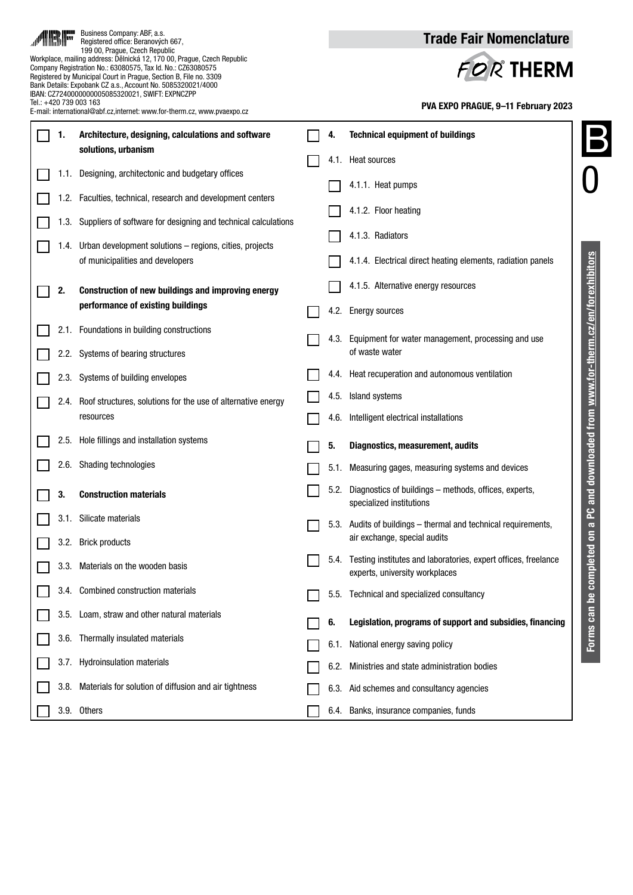Business Company: ABF, a.s.
Registered office: Beranových 667,
199 00, Prague, Czech Republic
Workplace, mailing address: Dělnická 12, 170 00, Prague, Czech Republic
Company Registration No.: 63080575, Tax Id. No.: CZ63080575
Registered by Municipal Court in Prague, Section B, File no. 3309
Bank Details: Expobank CZ a.s., Account No. 5085320021/4000
IBAN: CZ7240000000005085320021, SWIFT: EXPNCZPP
Tel.: +420 739 003 163
E-mail: international@abf.cz,internet: www.for-therm.cz, www.pvaexpo.cz

# Trade Fair Nomenclature

## FOR THERM

**PVA EXPO PRAGUE, 9–11 February 2023**

B 0

- [ ] **1. Architecture, designing, calculations and software solutions, urbanism**
  - [ ] 1.1. Designing, architectonic and budgetary offices
  - [ ] 1.2. Faculties, technical, research and development centers
  - [ ] 1.3. Suppliers of software for designing and technical calculations
  - [ ] 1.4. Urban development solutions – regions, cities, projects of municipalities and developers
- [ ] **2. Construction of new buildings and improving energy performance of existing buildings**
  - [ ] 2.1. Foundations in building constructions
  - [ ] 2.2. Systems of bearing structures
  - [ ] 2.3. Systems of building envelopes
  - [ ] 2.4. Roof structures, solutions for the use of alternative energy resources
  - [ ] 2.5. Hole fillings and installation systems
  - [ ] 2.6. Shading technologies
- [ ] **3. Construction materials**
  - [ ] 3.1. Silicate materials
  - [ ] 3.2. Brick products
  - [ ] 3.3. Materials on the wooden basis
  - [ ] 3.4. Combined construction materials
  - [ ] 3.5. Loam, straw and other natural materials
  - [ ] 3.6. Thermally insulated materials
  - [ ] 3.7. Hydroinsulation materials
  - [ ] 3.8. Materials for solution of diffusion and air tightness
  - [ ] 3.9. Others
- [ ] **4. Technical equipment of buildings**
  - [ ] 4.1. Heat sources
    - [ ] 4.1.1. Heat pumps
    - [ ] 4.1.2. Floor heating
    - [ ] 4.1.3. Radiators
    - [ ] 4.1.4. Electrical direct heating elements, radiation panels
    - [ ] 4.1.5. Alternative energy resources
  - [ ] 4.2. Energy sources
  - [ ] 4.3. Equipment for water management, processing and use of waste water
  - [ ] 4.4. Heat recuperation and autonomous ventilation
  - [ ] 4.5. Island systems
  - [ ] 4.6. Intelligent electrical installations
- [ ] **5. Diagnostics, measurement, audits**
  - [ ] 5.1. Measuring gages, measuring systems and devices
  - [ ] 5.2. Diagnostics of buildings – methods, offices, experts, specialized institutions
  - [ ] 5.3. Audits of buildings – thermal and technical requirements, air exchange, special audits
  - [ ] 5.4. Testing institutes and laboratories, expert offices, freelance experts, university workplaces
  - [ ] 5.5. Technical and specialized consultancy
- [ ] **6. Legislation, programs of support and subsidies, financing**
  - [ ] 6.1. National energy saving policy
  - [ ] 6.2. Ministries and state administration bodies
  - [ ] 6.3. Aid schemes and consultancy agencies
  - [ ] 6.4. Banks, insurance companies, funds

**Forms can be completed on a PC and downloaded from www.for-therm.cz/en/forexhibitors**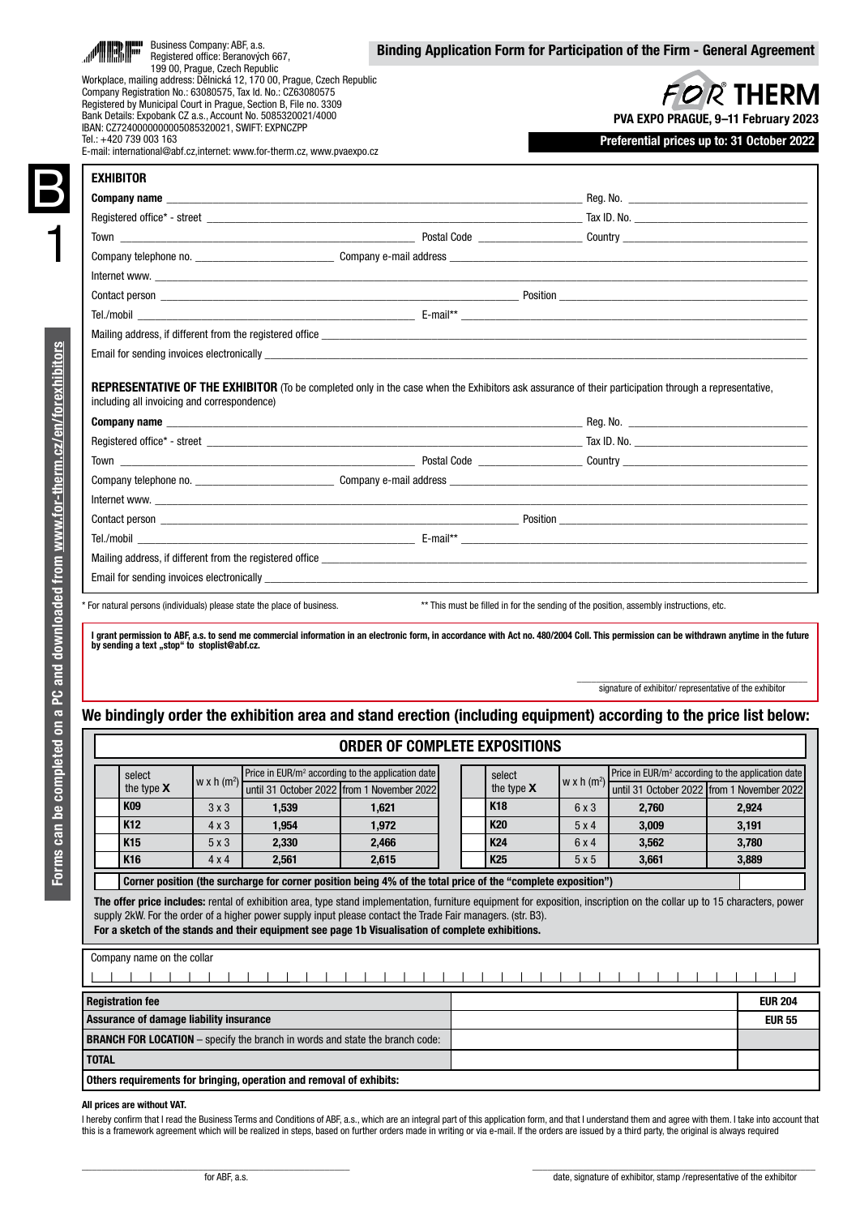Business Company: ABF, a.s.
Registered office: Beranových 667, 199 00, Prague, Czech Republic
Workplace, mailing address: Dělnická 12, 170 00, Prague, Czech Republic
Company Registration No.: 63080575, Tax Id. No.: CZ63080575
Registered by Municipal Court in Prague, Section B, File no. 3309
Bank Details: Expobank CZ a.s., Account No. 5085320021/4000
IBAN: CZ7240000000005085320021, SWIFT: EXPNCZPP
Tel.: +420 739 003 163
E-mail: international@abf.cz,internet: www.for-therm.cz, www.pvaexpo.cz

# Binding Application Form for Participation of the Firm - General Agreement

**FOR THERM**

**PVA EXPO PRAGUE, 9–11 February 2023**

**Preferential prices up to: 31 October 2022**

B1

Forms can be completed on a PC and downloaded from www.for-therm.cz/en/forexhibitors

## EXHIBITOR

**Company name** ______ Reg. No. ______
Registered office* - street ______ Tax ID. No. ______
Town ______ Postal Code ______ Country ______
Company telephone no. ______ Company e-mail address ______
Internet www. ______
Contact person ______ Position ______
Tel./mobil ______ E-mail** ______
Mailing address, if different from the registered office ______
Email for sending invoices electronically ______

**REPRESENTATIVE OF THE EXHIBITOR** (To be completed only in the case when the Exhibitors ask assurance of their participation through a representative, including all invoicing and correspondence)

**Company name** ______ Reg. No. ______
Registered office* - street ______ Tax ID. No. ______
Town ______ Postal Code ______ Country ______
Company telephone no. ______ Company e-mail address ______
Internet www. ______
Contact person ______ Position ______
Tel./mobil ______ E-mail** ______
Mailing address, if different from the registered office ______
Email for sending invoices electronically ______

\* For natural persons (individuals) please state the place of business.
\*\* This must be filled in for the sending of the position, assembly instructions, etc.

**I grant permission to ABF, a.s. to send me commercial information in an electronic form, in accordance with Act no. 480/2004 Coll. This permission can be withdrawn anytime in the future by sending a text „stop" to stoplist@abf.cz.**

______
signature of exhibitor/ representative of the exhibitor

## We bindingly order the exhibition area and stand erection (including equipment) according to the price list below:

### ORDER OF COMPLETE EXPOSITIONS

| | select the type X | w x h (m²) | Price in EUR/m² according to the application date: until 31 October 2022 | from 1 November 2022 |
|---|---|---|---|---|
| | K09 | 3 x 3 | 1,539 | 1,621 |
| | K12 | 4 x 3 | 1,954 | 1,972 |
| | K15 | 5 x 3 | 2,330 | 2,466 |
| | K16 | 4 x 4 | 2,561 | 2,615 |

| | select the type X | w x h (m²) | Price in EUR/m² according to the application date: until 31 October 2022 | from 1 November 2022 |
|---|---|---|---|---|
| | K18 | 6 x 3 | 2,760 | 2,924 |
| | K20 | 5 x 4 | 3,009 | 3,191 |
| | K24 | 6 x 4 | 3,562 | 3,780 |
| | K25 | 5 x 5 | 3,661 | 3,889 |

**Corner position (the surcharge for corner position being 4% of the total price of the "complete exposition")**

**The offer price includes:** rental of exhibition area, type stand implementation, furniture equipment for exposition, inscription on the collar up to 15 characters, power supply 2kW. For the order of a higher power supply input please contact the Trade Fair managers. (str. B3).
**For a sketch of the stands and their equipment see page 1b Visualisation of complete exhibitions.**

Company name on the collar

| | | |
|---|---|---|
| **Registration fee** | | **EUR 204** |
| **Assurance of damage liability insurance** | | **EUR 55** |
| **BRANCH FOR LOCATION** – specify the branch in words and state the branch code: | | |
| **TOTAL** | | |

**Others requirements for bringing, operation and removal of exhibits:**

**All prices are without VAT.**

I hereby confirm that I read the Business Terms and Conditions of ABF, a.s., which are an integral part of this application form, and that I understand them and agree with them. I take into account that this is a framework agreement which will be realized in steps, based on further orders made in writing or via e-mail. If the orders are issued by a third party, the original is always required

______
for ABF, a.s.

______
date, signature of exhibitor, stamp /representative of the exhibitor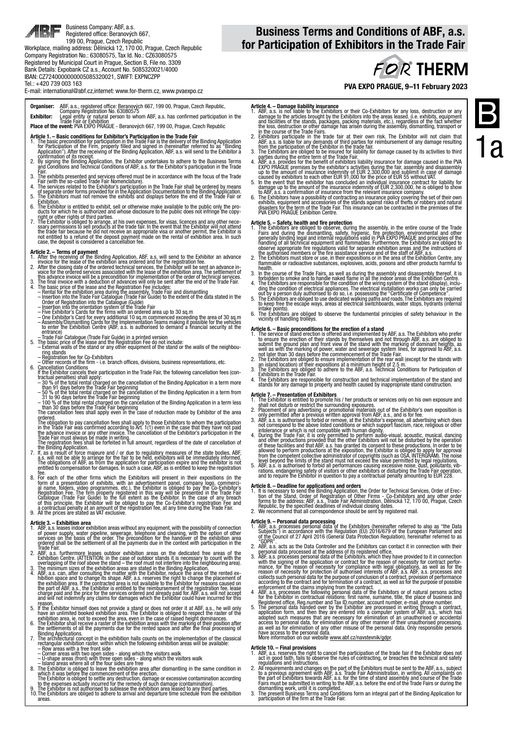Business Company: ABF, a.s.
Registered office: Beranových 667, 199 00, Prague, Czech Republic
Workplace, mailing address: Dělnická 12, 170 00, Prague, Czech Republic
Company Registration No.: 63080575, Tax Id. No.: CZ63080575
Registered by Municipal Court in Prague, Section B, File no. 3309
Bank Details: Expobank CZ a.s., Account No. 5085320021/4000
IBAN: CZ7240000000005085320021, SWIFT: EXPNCZPP
Tel.: +420 739 003 163
E-mail: international@abf.cz,internet: www.for-therm.cz, www.pvaexpo.cz

# Business Terms and Conditions of ABF, a.s. for Participation of Exhibitors in the Trade Fair

FOR THERM

**PVA EXPO PRAGUE, 9–11 February 2023**

B 1a

**Organiser:** ABF, a.s., registered office: Beranových 667, 199 00, Prague, Czech Republic, Company Registration No. 63080575
**Exhibitor:** Legal entity or natural person to whom ABF, a.s. has confirmed participation in the Trade Fair or Exhibition
**Place of the event:** PVA EXPO PRAGUE - Beranových 667, 199 00, Prague, Czech Republic

**Article 1. – Basic conditions for Exhibitor's Participation in the Trade Fair**

1. The basic precondition for participation in the Trade Fair is the delivery of the Binding Application for Participation of the Firm, properly filled and signed in (hereinafter referred to as "Binding Application"). After the receiving of the Binding Application, ABF, a.s. will send to the Exhibitor a confirmation of its receipt.
2. By signing the Binding Application, the Exhibitor undertakes to adhere to the Business Terms and Conditions and Technical Conditions of ABF, a.s. for the Exhibitor's participation in the Trade Fair.
3. The exhibits presented and services offered must be in accordance with the focus of the Trade Fair (with the so-called Trade Fair Nomenclature).
4. The services related to the Exhibitor's participation in the Trade Fair shall be ordered by means of separate order forms provided for in the Application Documentation to the Binding Application.
5. The Exhibitors must not remove the exhibits and displays before the end of the Trade Fair or Exhibition.
6. The Exhibitor is entitled to exhibit, sell or otherwise make available to the public only the products for which he is authorized and whose disclosure to the public does not infringe the copyright or other rights of third parties.
7. The Exhibitor is obliged to arrange, at his own expenses, for visas, licences and any other necessary permissions to sell products at the trade fair. In the event that the Exhibitor will not attend the trade fair because he did not receive an appropriate visa or another permit, the Exhibitor is not entitled to a refund of the deposit payment made on the rental of exhibition area. In such case, the deposit is considered a cancellation fee.

**Article 2. – Terms of payment**

1. After the receiving of the Binding Application, ABF, a.s. will send to the Exhibitor an advance invoice for the lease of the exhibition area ordered and for the registration fee.
2. After the closing date of the ordered technical services, the Exhibitor will be sent an advance invoice for the ordered services associated with the lease of the exhibition area. The settlement of this advance invoice will be a precondition for implementation of the order of technical services.
3. The final invoice with a deduction of advances will only be sent after the end of the Trade Fair.
4. The basic price of the lease and the Registration Fee includes:
   – Rental for the exhibition area during the assembly, Trade Fair and dismantling
   – Insertion into the Trade Fair Catalogue (Trade Fair Guide) to the extent of the data stated in the Order of Registration into the Catalogue (Guide)
   – Insertion into the orientation system of the Trade Fair
   – Five Exhibitor's Cards for the firms with an ordered area up to 30 sq.m
   – One Exhibitor's Card for every additional 10 sq.m commenced exceeding the area of 30 sq.m
   – Assembly/Dismantling Cards for the Implementation Teams making it possible for the vehicles to enter the Exhibition Centre (ABF, a.s. is authorised to demand a financial security at the entrance)
   – Trade Fair Catalogue (Trade Fair Guide) in a printed version
5. The basic price of the lease and the Registration Fee do not include:
   – External walls of the stand or any other equipment of the stand or the walls of the neighbouring stands
   – Registration fee for Co-Exhibitors
   – Other records of the firm - i.e. branch offices, divisions, business representations, etc.
6. Cancellation Conditions
   If the Exhibitor cancels their participation in the Trade Fair, the following cancellation fees (contractual penalties) shall apply:
   – 30 % of the total rental charged on the cancellation of the Binding Application in a term more than 91 days before the Trade Fair beginning
   – 50 % of the total rental charged on the cancellation of the Binding Application in a term from 31 to 90 days before the Trade Fair beginning
   – 100 % of the total rental charged on the cancellation of the Binding Application in a term less than 30 days before the Trade Fair beginning
   The cancellation fees shall apply even in the case of reduction made by Exhibitor of the area ordered.
   The obligation to pay cancellation fees shall apply to those Exhibitors to whom the participation in the Trade Fair was confirmed according to Art. 1(1) even in the case that they have not paid the advance invoice or any other invoice. The cancellation of the Exhibitor's participation in the Trade Fair must always be made in writing.
   The registration fees shall be forfeited in full amount, regardless of the date of cancellation of the Binding Application.
7. If, as a result of force majeure and / or due to regulatory measures of the state bodies, ABF, a.s. will not be able to arrange for the fair to be held, exhibitors will be immediately informed. The obligations of ABF, a.s. from the application for participation expire and the exhibitor is not entitled to compensation for damages. In such a case, ABF, as is entitled to keep the registration fee.
8. For each of the other firms which the Exhibitors will present in their expositions (in the form of a presentation of exhibits, with an advertisement panel, company logo, commercial name, folders, video programmes, etc.), the Exhibitor is obliged to pay the Co-Exhibitor's Registration Fee. The firm properly registered in this way will be presented in the Trade Fair Catalogue (Trade Fair Guide) to the full extent as the Exhibitor. In the case of any breach of this principle, the Exhibitor will be obliged to pay the Co-Exhibitor's Registration Fee and a contractual penalty at an amount of the registration fee, at any time during the Trade Fair.
9. All the prices are stated as VAT exclusive.

**Article 3. – Exhibition area**

1. ABF, a.s. leases indoor exhibition areas without any equipment, with the possibility of connection of power supply, water pipeline, sewerage, telephone and cleaning, with the option of other services on the basis of the order. The precondition for the handover of the exhibition area ordered shall be the settlement of all the payments due in the context with participation in the Trade Fair.
2. ABF, a.s. furthermore leases outdoor exhibition areas on the dedicated free areas of the Exhibition Centre. (ATTENTION: in the case of outdoor stands it is necessary to count with the overlapping of the roof above the stand – the roof must not interfere into the neighbouring area).
3. The minimum sizes of the exhibition areas are stated in the Binding Application.
4. ABF, a.s. can, after consulting the matter with the Exhibitor, reduce the area of the rented exhibition space and to change its shape. ABF, a.s. reserves the right to change the placement of the exhibition area. If the contracted area is not available to the Exhibitor for reasons caused on the part of ABF, a.s., the Exhibitor is entitled to the reimbursement of the registration fee, lease charge paid and the price for the services ordered and already paid for. ABF, a.s. will not accept and will not indemnify any claims for damages which the Exhibitor could have incurred for this reason.
5. If the Exhibitor himself does not provide a stand or does not order it at ABF, a.s., he will only have an unlimited booked exhibition area. The Exhibitor is obliged to respect the raster of the exhibition area, ie. not to exceed the area, even in the case of raised height dominances.
6. The Exhibitor shall receive a raster of the exhibition areas with the marking of their position after the settlements of all the payments due for the rented space and after the final processing of Binding Applications.
7. The architectural concept in the exhibition halls counts on the implementation of the classical rectangular exhibition raster, within which the following exhibition areas will be available:
   – Row areas with a free front side
   – Corner areas with two open sides - along which the visitors walk
   – U-shape areas (front) with three open sides - along which the visitors walk
   – Island areas where all of the four sides are free
8. The Exhibitor is obliged to leave the exhibition area after dismantling in the same condition in which it was before the commencement of the erection.
   The Exhibitor is obliged to settle any destruction, damage or excessive contamination according to the expenses actually incurred for the remedy of such damage (contamination).
9. The Exhibitor is not authorised to sublease the exhibition area leased to any third parties.
10. The Exhibitors are obliged to adhere to arrival and departure time schedule from the exhibition areas.

**Article 4. – Damage liability insurance**

1. ABF, a.s. is not liable to the Exhibitors or their Co-Exhibitors for any loss, destruction or any damage to the articles brought by the Exhibitors into the areas leased. (i.e. exhibits, equipment and facilities of the stands, packages, packing materials, etc.), regardless of the fact whether the loss, destruction or other damage has arisen during the assembly, dismantling, transport or in the course of the Trade Fairs.
2. Exhibitors participate in the trade fair at their own risk. The Exhibitor will not claim that ABF, a.s. is liable for any demands of third parties for reimbursement of any damage resulting from the participation of the Exhibitor in the trade fair.
3. The Exhibitors are obliged to be insured for liability for damage caused by its activities to third parties during the entire term of the Trade Fair.
4. ABF, a.s. provides for the benefit of exhibitors liability insurance for damage caused in the PVA EXPO PRAGUE premises by the exhibitor's activities during the fair, assembly and disassembly up to the amount of insurance indemnity of EUR 2,300,000 and sublimit in case of damage caused by exhibitors to each other EUR 91,000 for the price of EUR 55 without VAT.
5. In the event that the exhibitor has concluded an individual insurance contract for liability for damage up to the amount of the insurance indemnity of EUR 2,300,000, he is obliged to show to ABF, a.s. a confirmation of insurance from the relevant insurance company.
6. The Exhibitors have a possibility of contracting an insurance policy covering the set of their own exhibits, equipment and accessories of the stands against risks of thefts or robbery and natural disasters for the term of the Trade Fair. This insurance can be contracted in the premises of the PVA EXPO PRAGUE Exhibition Centre.

**Article 5. – Safety, health and fire protection**

1. The Exhibitors are obliged to observe, during the assembly, in the entire course of the Trade Fairs and during the dismantling, safety, hygienic, fire protection, environmental and other generally binding legal and internal regulations valid in PVA EXPO PRAGUE and principles of the handling of all technical equipment and flammables. Furthermore, the Exhibitors are obliged to observe appropriate fire regulations valid for separate exhibition areas and the instructions of the authorised members of the fire assistance service and of the staff of ABF, a.s.
2. The Exhibitors must not store or use, in their expositions or in the area of the Exhibition Centre, any flammable or radioactive substances, explosives, acids, poisons and other products harmful to health.
3. In the course of the Trade Fairs, as well as during the assembly and disassembly thereof, it is forbidden to smoke and to handle naked flame in all the indoor areas of the Exhibition Centre.
4. The Exhibitors are responsible for the condition of the wiring system of the stand (display), including the condition of electrical appliances. The electrical installation works can only be carried out by a person duly authorised to do so, i.e. possessing the "Certificate of Competence".
5. The Exhibitors are obliged to use dedicated walking paths and roads. The Exhibitors are required to keep free the escape ways, areas at electrical switchboards, water stops, hydrants (internal intake points).
6. The Exhibitors are obliged to observe the fundamental principles of safety behaviour in the vicinity of handling trolleys.

**Article 6. – Basic preconditions for the erection of a stand**

1. The service of stand erection is offered and implemented by ABF, a.s. The Exhibitors who prefer to ensure the erection of their stands by themselves and not through ABF, a.s. are obliged to submit the ground plan and front view of the stand with the marking of dominant heights, as well as with the marking of power, water and sewerage system lines, for approval to ABF, a.s. not later than 30 days before the commencement of the Trade Fair.
2. The Exhibitors are obliged to ensure implementation of the rear wall (except for the stands with an island location) of their expositions at a minimum height of 2.5 m.
3. The Exhibitors are obliged to adhere to the ABF, a.s. Technical Conditions for Participation of Exhibitors in the Trade Fair.
4. The Exhibitors are responsible for construction and technical implementation of the stand and stands for any damage to property and health caused by inappropriate stand construction.

**Article 7. – Presentation of Exhibitors**

1. The Exhibitor is entitled to promote his / her products or services only on his own exposure and shall not disturb or restrict the surrounding exposures.
2. Placement of any advertising or promotional materials out of the Exhibitor's own exposition is only permitted after a previous written approval from ABF, a.s., and is for fee.
3. ABF, a.s. is authorised to forbid or remove, at the Exhibitor's expense, all advertising which does not correspond to the above listed conditions or which support fascism, race, religious or other intolerance or which is not compatible with human dignity.
4. During the Trade Fair, it is only permitted to perform audio-visual, acoustic, musical, dancing and other productions provided that the other Exhibitors will not be disturbed by the operation of these facilities and that ABF, a.s. has granted its consent to these productions. In order to be allowed to perform productions at the exposition, the Exhibitor is obliged to apply for approval from the competent collective administrator of copyrights (such as OSA, INTERGRAM). The noise level beyond the limits of the stand must not exceed the value permitted by legal regulations.
5. ABF, a.s. is authorised to forbid all performances causing excessive noise, dust, pollutants, vibrations, endangering safety of visitors or other exhibitors or disturbing the Trade Fair operation, and to require the Exhibitor in question to pay a contractual penalty amounting to EUR 228.

**Article 8. – Deadline for applications and orders**

1. It is necessary to send the Binding Application, the Order for Technical Services, Order of Erection of the Stand, Order of Registration of Other Firms - Co-Exhibitors and any other order forms to the address: ABF, a.s., Trade Fair Administration, Dělnická 12, 170 00, Prague, Czech Republic, by the specified deadlines of individual closing dates.
2. We recommend that all correspondence should be sent by registered mail.

**Article 9. – Personal data processing**

1. ABF, a.s. processes personal data of the Exhibitors (hereinafter referred to also as "the Data Subjects") in accordance with the Regulation (EU) 2016/679 of the European Parliament and of the Council of 27 April 2016 (General Data Protection Regulation), hereinafter referred to as "GDPR".
2. ABF, a.s. acts as the Data Controller and the Exhibitors can contact it in connection with their personal data processed at the address of its registered office.
3. ABF, a.s. processes personal data of the Exhibitors, which they have provided to it in connection with the signing of the application or contract for the reason of necessity for contract performance, for the reason of necessity for compliance with legal obligations, as well as for the reason of necessity for protection of authorised interests of ABF, a.s. ABF, a.s. processes and collects such personal data for the purpose of conclusion of a contract, provision of performance according to the contract and for termination of a contract, as well as for the purpose of possible enforcement of the claims implying from the contract.
4. ABF, a.s. processes the following personal data of the Exhibitors or of natural persons acting for the Exhibitor in contractual relations: first name, surname, title, the place of business and Registered office, Reg.number and Tax ID.number, account number, e-mail, phone number.
5. The personal data handed over by the Exhibitor are processed in writing through a contract, application form, and then they are entered into a computer system of ABF, a.s., which has adopted such measures that are necessary for elimination of an unauthorised or accidental access to personal data, for elimination of any other manner of their unauthorised processing, as well as for elimination of any other misuse of the personal data. Only responsible persons have access to the personal data.
   More information on our website www.abf.cz/navstevnik/gdpr.

**Article 10. – Final provisions**

1. ABF, a.s. reserves the right to cancel the participation of the trade fair if the Exhibitor does not act in good faith, fails to observe the rules of contracting, or breaches the technical and safety regulations and instructions.
2. All requirements and changes on the part of the Exhibitors must be sent to the ABF, a.s., subject to a previous agreement with ABF, a.s. Trade Fair Administration, in writing. All complaints on the part of Exhibitors towards ABF, a.s. for the time of stand assembly and course of the Trade Fairs must be submitted in writing to the ABF, a.s. before the end of the Trade Fairs or during the dismantling work, until it is completed.
3. The present Business Terms and Conditions form an integral part of the Binding Application for participation of the firm at the Trade Fair.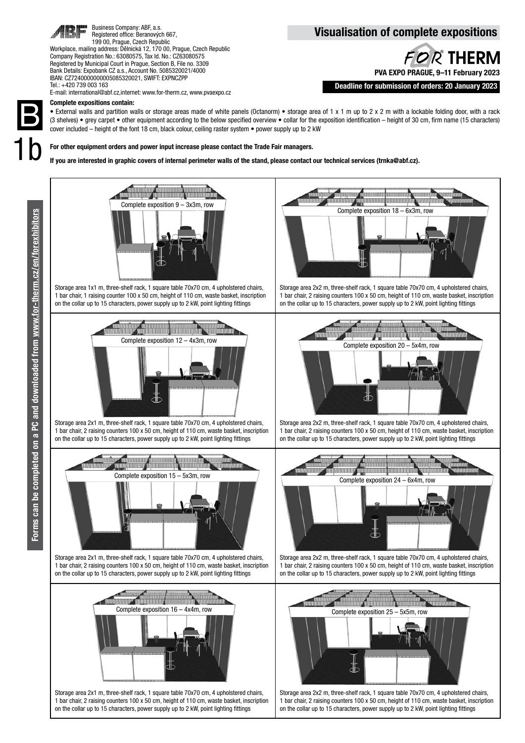Business Company: ABF, a.s.
Registered office: Beranových 667,
199 00, Prague, Czech Republic
Workplace, mailing address: Dělnická 12, 170 00, Prague, Czech Republic
Company Registration No.: 63080575, Tax Id. No.: CZ63080575
Registered by Municipal Court in Prague, Section B, File no. 3309
Bank Details: Expobank CZ a.s., Account No. 5085320021/4000
IBAN: CZ7240000000005085320021, SWIFT: EXPNCZPP
Tel.: +420 739 003 163
E-mail: international@abf.cz,internet: www.for-therm.cz, www.pvaexpo.cz

# Visualisation of complete expositions

**FOR THERM**

**PVA EXPO PRAGUE, 9–11 February 2023**

**Deadline for submission of orders: 20 January 2023**

B 1b

**Complete expositions contain:**

• External walls and partition walls or storage areas made of white panels (Octanorm) • storage area of 1 x 1 m up to 2 x 2 m with a lockable folding door, with a rack (3 shelves) • grey carpet • other equipment according to the below specified overview • collar for the exposition identification – height of 30 cm, firm name (15 characters) cover included – height of the font 18 cm, black colour, ceiling raster system • power supply up to 2 kW

**For other equipment orders and power input increase please contact the Trade Fair managers.**

**If you are interested in graphic covers of internal perimeter walls of the stand, please contact our technical services (trnka@abf.cz).**

**Forms can be completed on a PC and downloaded from www.for-therm.cz/en/forexhibitors**

Complete exposition 9 – 3x3m, row

Storage area 1x1 m, three-shelf rack, 1 square table 70x70 cm, 4 upholstered chairs, 1 bar chair, 1 raising counter 100 x 50 cm, height of 110 cm, waste basket, inscription on the collar up to 15 characters, power supply up to 2 kW, point lighting fittings

Complete exposition 18 – 6x3m, row

Storage area 2x2 m, three-shelf rack, 1 square table 70x70 cm, 4 upholstered chairs, 1 bar chair, 2 raising counters 100 x 50 cm, height of 110 cm, waste basket, inscription on the collar up to 15 characters, power supply up to 2 kW, point lighting fittings

Complete exposition 12 – 4x3m, row

Storage area 2x1 m, three-shelf rack, 1 square table 70x70 cm, 4 upholstered chairs, 1 bar chair, 2 raising counters 100 x 50 cm, height of 110 cm, waste basket, inscription on the collar up to 15 characters, power supply up to 2 kW, point lighting fittings

Complete exposition 20 – 5x4m, row

Storage area 2x2 m, three-shelf rack, 1 square table 70x70 cm, 4 upholstered chairs, 1 bar chair, 2 raising counters 100 x 50 cm, height of 110 cm, waste basket, inscription on the collar up to 15 characters, power supply up to 2 kW, point lighting fittings

Complete exposition 15 – 5x3m, row

Storage area 2x1 m, three-shelf rack, 1 square table 70x70 cm, 4 upholstered chairs, 1 bar chair, 2 raising counters 100 x 50 cm, height of 110 cm, waste basket, inscription on the collar up to 15 characters, power supply up to 2 kW, point lighting fittings

Complete exposition 24 – 6x4m, row

Storage area 2x2 m, three-shelf rack, 1 square table 70x70 cm, 4 upholstered chairs, 1 bar chair, 2 raising counters 100 x 50 cm, height of 110 cm, waste basket, inscription on the collar up to 15 characters, power supply up to 2 kW, point lighting fittings

Complete exposition 16 – 4x4m, row

Storage area 2x1 m, three-shelf rack, 1 square table 70x70 cm, 4 upholstered chairs, 1 bar chair, 2 raising counters 100 x 50 cm, height of 110 cm, waste basket, inscription on the collar up to 15 characters, power supply up to 2 kW, point lighting fittings

Complete exposition 25 – 5x5m, row

Storage area 2x2 m, three-shelf rack, 1 square table 70x70 cm, 4 upholstered chairs, 1 bar chair, 2 raising counters 100 x 50 cm, height of 110 cm, waste basket, inscription on the collar up to 15 characters, power supply up to 2 kW, point lighting fittings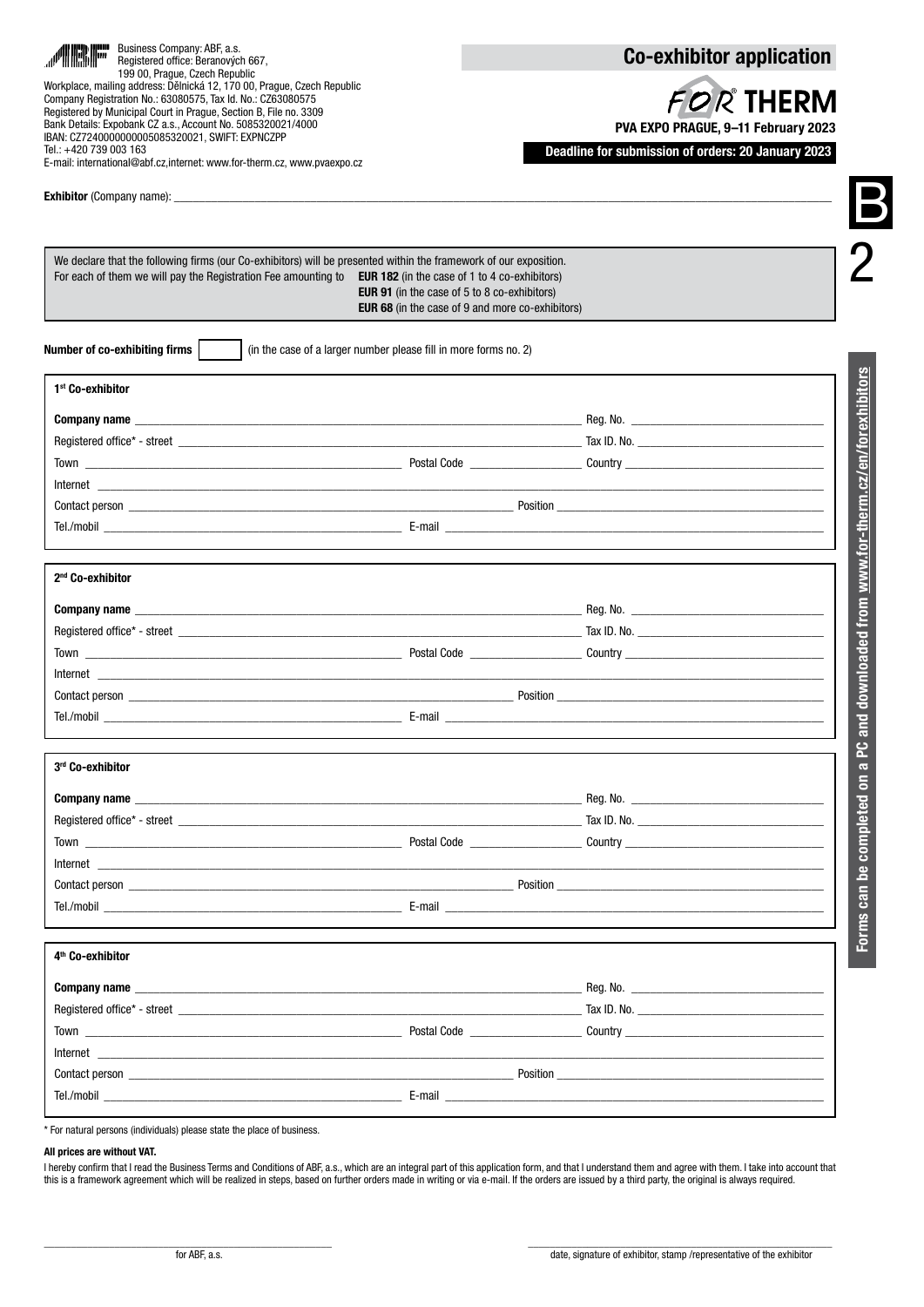Business Company: ABF, a.s.
Registered office: Beranových 667,
199 00, Prague, Czech Republic
Workplace, mailing address: Dělnická 12, 170 00, Prague, Czech Republic
Company Registration No.: 63080575, Tax Id. No.: CZ63080575
Registered by Municipal Court in Prague, Section B, File no. 3309
Bank Details: Expobank CZ a.s., Account No. 5085320021/4000
IBAN: CZ7240000000005085320021, SWIFT: EXPNCZPP
Tel.: +420 739 003 163
E-mail: international@abf.cz,internet: www.for-therm.cz, www.pvaexpo.cz

# Co-exhibitor application

**FOR THERM**

**PVA EXPO PRAGUE, 9–11 February 2023**

**Deadline for submission of orders: 20 January 2023**

B 2

**Exhibitor** (Company name): ____________________

We declare that the following firms (our Co-exhibitors) will be presented within the framework of our exposition.
For each of them we will pay the Registration Fee amounting to **EUR 182** (in the case of 1 to 4 co-exhibitors)
**EUR 91** (in the case of 5 to 8 co-exhibitors)
**EUR 68** (in the case of 9 and more co-exhibitors)

**Number of co-exhibiting firms** [ ] (in the case of a larger number please fill in more forms no. 2)

### 1st Co-exhibitor

**Company name** ____________________ Reg. No. ____________________
Registered office* - street ____________________ Tax ID. No. ____________________
Town ____________________ Postal Code ____________________ Country ____________________
Internet ____________________
Contact person ____________________ Position ____________________
Tel./mobil ____________________ E-mail ____________________

### 2nd Co-exhibitor

**Company name** ____________________ Reg. No. ____________________
Registered office* - street ____________________ Tax ID. No. ____________________
Town ____________________ Postal Code ____________________ Country ____________________
Internet ____________________
Contact person ____________________ Position ____________________
Tel./mobil ____________________ E-mail ____________________

### 3rd Co-exhibitor

**Company name** ____________________ Reg. No. ____________________
Registered office* - street ____________________ Tax ID. No. ____________________
Town ____________________ Postal Code ____________________ Country ____________________
Internet ____________________
Contact person ____________________ Position ____________________
Tel./mobil ____________________ E-mail ____________________

### 4th Co-exhibitor

**Company name** ____________________ Reg. No. ____________________
Registered office* - street ____________________ Tax ID. No. ____________________
Town ____________________ Postal Code ____________________ Country ____________________
Internet ____________________
Contact person ____________________ Position ____________________
Tel./mobil ____________________ E-mail ____________________

\* For natural persons (individuals) please state the place of business.

**All prices are without VAT.**

I hereby confirm that I read the Business Terms and Conditions of ABF, a.s., which are an integral part of this application form, and that I understand them and agree with them. I take into account that this is a framework agreement which will be realized in steps, based on further orders made in writing or via e-mail. If the orders are issued by a third party, the original is always required.

____________________
for ABF, a.s.

____________________
date, signature of exhibitor, stamp /representative of the exhibitor

**Forms can be completed on a PC and downloaded from www.for-therm.cz/en/forexhibitors**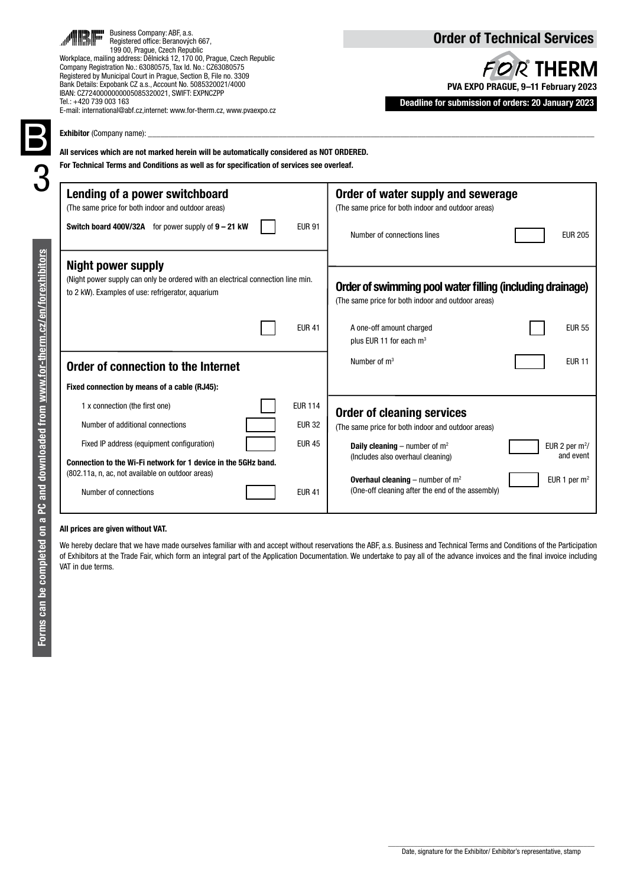Business Company: ABF, a.s.
Registered office: Beranových 667,
199 00, Prague, Czech Republic
Workplace, mailing address: Dělnická 12, 170 00, Prague, Czech Republic
Company Registration No.: 63080575, Tax Id. No.: CZ63080575
Registered by Municipal Court in Prague, Section B, File no. 3309
Bank Details: Expobank CZ a.s., Account No. 5085320021/4000
IBAN: CZ7240000000005085320021, SWIFT: EXPNCZPP
Tel.: +420 739 003 163
E-mail: international@abf.cz,internet: www.for-therm.cz, www.pvaexpo.cz

# Order of Technical Services

**FOR THERM**

**PVA EXPO PRAGUE, 9–11 February 2023**

**Deadline for submission of orders: 20 January 2023**

B 3

**Exhibitor** (Company name): ___

**All services which are not marked herein will be automatically considered as NOT ORDERED.**

**For Technical Terms and Conditions as well as for specification of services see overleaf.**

## Lending of a power switchboard

(The same price for both indoor and outdoor areas)

| | | |
|---|---|---|
| **Switch board 400V/32A** for power supply of **9 – 21 kW** | ☐ | EUR 91 |

## Night power supply

(Night power supply can only be ordered with an electrical connection line min. to 2 kW). Examples of use: refrigerator, aquarium

| | | |
|---|---|---|
| | ☐ | EUR 41 |

## Order of connection to the Internet

**Fixed connection by means of a cable (RJ45):**

| | | |
|---|---|---|
| 1 x connection (the first one) | ☐ | EUR 114 |
| Number of additional connections | ☐ | EUR 32 |
| Fixed IP address (equipment configuration) | ☐ | EUR 45 |

**Connection to the Wi-Fi network for 1 device in the 5GHz band.**
(802.11a, n, ac, not available on outdoor areas)

| | | |
|---|---|---|
| Number of connections | ☐ | EUR 41 |

## Order of water supply and sewerage

(The same price for both indoor and outdoor areas)

| | | |
|---|---|---|
| Number of connections lines | ☐ | EUR 205 |

## Order of swimming pool water filling (including drainage)

(The same price for both indoor and outdoor areas)

| | | |
|---|---|---|
| A one-off amount charged plus EUR 11 for each m$^3$ | ☐ | EUR 55 |
| Number of m$^3$ | ☐ | EUR 11 |

## Order of cleaning services

(The same price for both indoor and outdoor areas)

| | | |
|---|---|---|
| **Daily cleaning** – number of m$^2$ (Includes also overhaul cleaning) | ☐ | EUR 2 per m$^2$/ and event |
| **Overhaul cleaning** – number of m$^2$ (One-off cleaning after the end of the assembly) | ☐ | EUR 1 per m$^2$ |

**All prices are given without VAT.**

We hereby declare that we have made ourselves familiar with and accept without reservations the ABF, a.s. Business and Technical Terms and Conditions of the Participation of Exhibitors at the Trade Fair, which form an integral part of the Application Documentation. We undertake to pay all of the advance invoices and the final invoice including VAT in due terms.

Forms can be completed on a PC and downloaded from www.for-therm.cz/en/forexhibitors

___

Date, signature for the Exhibitor/ Exhibitor's representative, stamp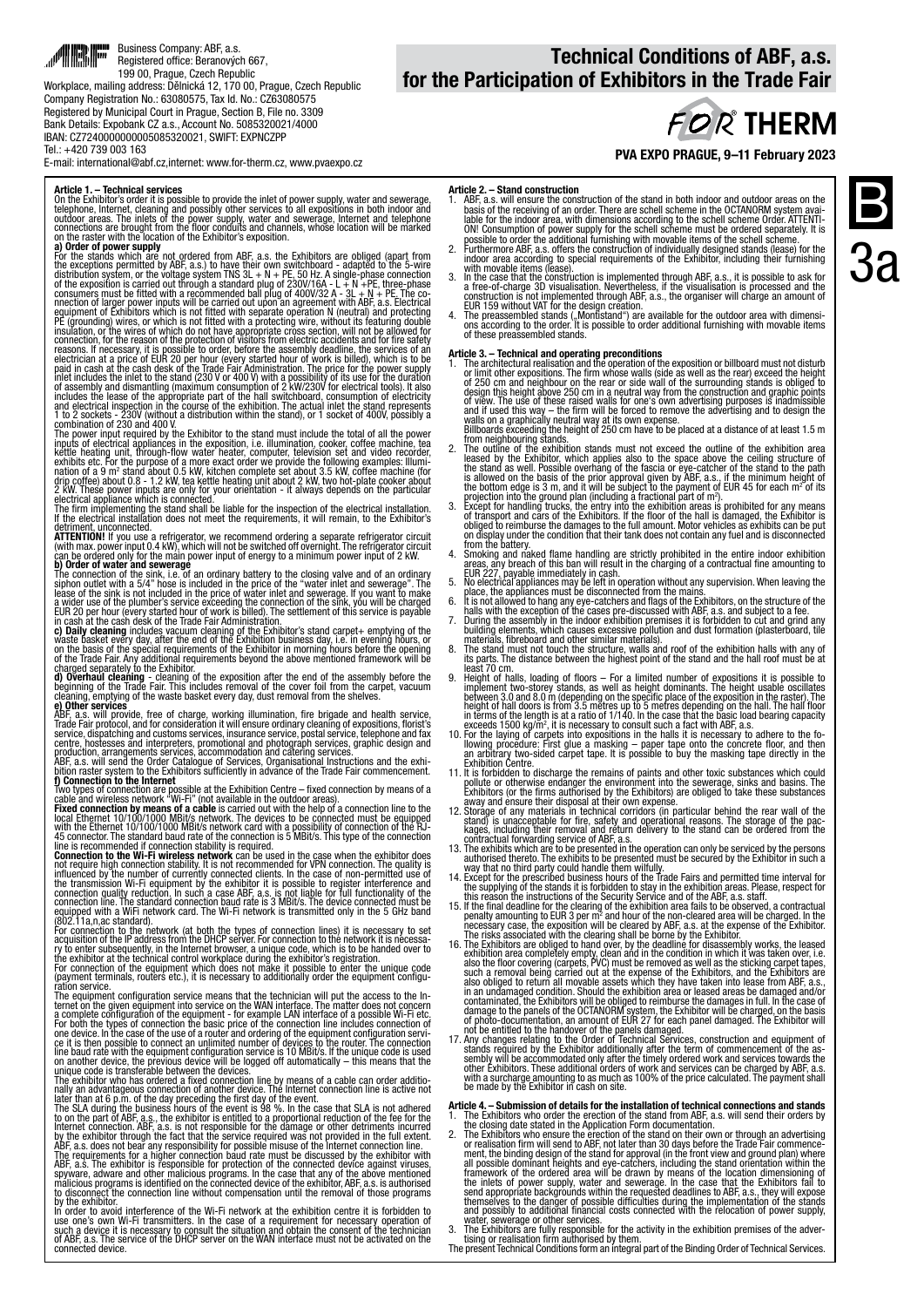Business Company: ABF, a.s.
Registered office: Beranových 667,
199 00, Prague, Czech Republic
Workplace, mailing address: Dělnická 12, 170 00, Prague, Czech Republic
Company Registration No.: 63080575, Tax Id. No.: CZ63080575
Registered by Municipal Court in Prague, Section B, File no. 3309
Bank Details: Expobank CZ a.s., Account No. 5085320021/4000
IBAN: CZ7240000000005085320021, SWIFT: EXPNCZPP
Tel.: +420 739 003 163
E-mail: international@abf.cz,internet: www.for-therm.cz, www.pvaexpo.cz

# Technical Conditions of ABF, a.s. for the Participation of Exhibitors in the Trade Fair

FOR THERM

**PVA EXPO PRAGUE, 9–11 February 2023**

B 3a

**Article 1. – Technical services**

On the Exhibitor's order it is possible to provide the inlet of power supply, water and sewerage, telephone, Internet, cleaning and possibly other services to all expositions in both indoor and outdoor areas. The inlets of the power supply, water and sewerage, Internet and telephone connections are brought from the floor conduits and channels, whose location will be marked on the raster with the location of the Exhibitor's exposition.

**a) Order of power supply**

For the stands which are not ordered from ABF, a.s. the Exhibitors are obliged (apart from the exceptions permitted by ABF, a.s.) to have their own switchboard - adapted to the 5-wire distribution system, or the voltage system TNS 3L + N + PE, 50 Hz. A single-phase connection of the exposition is carried out through a standard plug of 230V/16A - L + N +PE, three-phase consumers must be fitted with a recommended ball plug of 400V/32 A - 3L + N + PE. The connection of larger power inputs will be carried out upon an agreement with ABF, a.s. Electrical equipment of Exhibitors which is not fitted with separate operation N (neutral) and protecting PE (grounding) wires, or which is not fitted with a protecting wire, without its featuring double insulation, or the wires of which do not have appropriate cross section, will not be allowed for connection, for the reason of the protection of visitors from electric accidents and for fire safety reasons. If necessary, it is possible to order, before the assembly deadline, the services of an electrician at a price of EUR 20 per hour (every started hour of work is billed), which is to be paid in cash at the cash desk of the Trade Fair Administration. The price for the power supply inlet includes the inlet to the stand (230 V or 400 V) with a possibility of its use for the duration of assembly and dismantling (maximum consumption of 2 kW/230V for electrical tools). It also includes the lease of the appropriate part of the hall switchboard, consumption of electricity and electrical inspection in the course of the exhibition. The actual inlet the stand represents 1 to 2 sockets - 230V (without a distribution within the stand), or 1 socket of 400V, possibly a combination of 230 and 400 V.

The power input required by the Exhibitor to the stand must include the total of all the power inputs of electrical appliances in the exposition, i.e. illumination, cooker, coffee machine, tea kettle heating unit, through-flow water heater, computer, television set and video recorder, exhibits etc. For the purpose of a more exact order we provide the following examples: Illumination of a 9 m² stand about 0.5 kW, kitchen complete set about 3.5 kW, coffee machine (for drip coffee) about 0.8 - 1.2 kW, tea kettle heating unit about 2 kW, two hot-plate cooker about 2 kW. These power inputs are only for your orientation - it always depends on the particular electrical appliance which is connected.

The firm implementing the stand shall be liable for the inspection of the electrical installation. If the electrical installation does not meet the requirements, it will remain, to the Exhibitor's detriment, unconnected.

**ATTENTION!** If you use a refrigerator, we recommend ordering a separate refrigerator circuit (with max. power input 0.4 kW), which will not be switched off overnight. The refrigerator circuit can be ordered only for the main power input of energy to a minimum power input of 2 kW.

**b) Order of water and sewerage**

The connection of the sink, i.e. of an ordinary battery to the closing valve and of an ordinary siphon outlet with a 5/4" hose is included in the price of the "water inlet and sewerage". The lease of the sink is not included in the price of water inlet and sewerage. If you want to make a wider use of the plumber's service exceeding the connection of the sink, you will be charged EUR 20 per hour (every started hour of work is billed). The settlement of this service is payable in cash at the cash desk of the Trade Fair Administration.

**c) Daily cleaning** includes vacuum cleaning of the Exhibitor's stand carpet+ emptying of the waste basket every day, after the end of the Exhibition business day, i.e. in evening hours, or on the basis of the special requirements of the Exhibitor in morning hours before the opening of the Trade Fair. Any additional requirements beyond the above mentioned framework will be charged separately to the Exhibitor.

**d) Overhaul cleaning** - cleaning of the exposition after the end of the assembly before the beginning of the Trade Fair. This includes removal of the cover foil from the carpet, vacuum cleaning, emptying of the waste basket every day, dust removal from the shelves.

**e) Other services**

ABF, a.s. will provide, free of charge, working illumination, fire brigade and health service, Trade Fair protocol, and for consideration it will ensure ordinary cleaning of expositions, florist's service, dispatching and customs services, insurance service, postal service, telephone and fax centre, hostesses and interpreters, promotional and photograph services, graphic design and production, arrangements services, accommodation and catering services.

ABF, a.s. will send the Order Catalogue of Services, Organisational Instructions and the exhibition raster system to the Exhibitors sufficiently in advance of the Trade Fair commencement.

**f) Connection to the Internet**

Two types of connection are possible at the Exhibition Centre – fixed connection by means of a cable and wireless network "Wi-Fi" (not available in the outdoor areas).

**Fixed connection by means of a cable** is carried out with the help of a connection line to the local Ethernet 10/100/1000 MBit/s network. The devices to be connected must be equipped with the Ethernet 10/100/1000 MBit/s network card with a possibility of connection of the RJ-45 connector. The standard baud rate of the connection is 5 MBit/s. This type of the connection line is recommended if connection stability is required.

**Connection to the Wi-Fi wireless network** can be used in the case when the exhibitor does not require high connection stability. It is not recommended for VPN connection. The quality is influenced by the number of currently connected clients. In the case of non-permitted use of the transmission Wi-Fi equipment by the exhibitor it is possible to register interference and connection quality reduction. In such a case ABF, a.s. is not liable for full functionality of the connection line. The standard connection baud rate is 3 MBit/s. The device connected must be equipped with a WiFi network card. The Wi-Fi network is transmitted only in the 5 GHz band (802.11a,n,ac standard).

For connection to the network (at both the types of connection lines) it is necessary to set acquisition of the IP address from the DHCP server. For connection to the network it is necessary to enter subsequently, in the Internet browser, a unique code, which is to be handed over to the exhibitor at the technical control workplace during the exhibitor's registration.

For connection of the equipment which does not make it possible to enter the unique code (payment terminals, routers etc.), it is necessary to additionally order the equipment configuration service.

The equipment configuration service means that the technician will put the access to the Internet on the given equipment into service on the WAN interface. The matter does not concern a complete configuration of the equipment - for example LAN interface of a possible Wi-Fi etc. For both the types of connection the basic price of the connection line includes connection of one device. In the case of the use of a router and ordering of the equipment configuration service it is then possible to connect an unlimited number of devices to the router. The connection line baud rate with the equipment configuration service is 10 MBit/s. If the unique code is used on another device, the previous device will be logged off automatically – this means that the unique code is transferable between the devices.

The exhibitor who has ordered a fixed connection line by means of a cable can order additionally an advantageous connection of another device. The Internet connection line is active not later than at 6 p.m. of the day preceding the first day of the event.

The SLA during the business hours of the event is 98 %. In the case that SLA is not adhered to on the part of ABF, a.s., the exhibitor is entitled to a proportional reduction of the fee for the Internet connection. ABF, a.s. is not responsible for the damage or other detriments incurred by the exhibitor through the fact that the service required was not provided in the full extent. ABF, a.s. does not bear any responsibility for possible misuse of the Internet connection line.

The requirements for a higher connection baud rate must be discussed by the exhibitor with ABF, a.s. The exhibitor is responsible for protection of the connected device against viruses, spyware, adware and other malicious programs. In the case that any of the above mentioned malicious programs is identified on the connected device of the exhibitor, ABF, a.s. is authorised to disconnect the connection line without compensation until the removal of those programs by the exhibitor.

In order to avoid interference of the Wi-Fi network at the exhibition centre it is forbidden to use one's own Wi-Fi transmitters. In the case of a requirement for necessary operation of such a device it is necessary to consult the situation and obtain the consent of the technician of ABF, a.s. The service of the DHCP server on the WAN interface must not be activated on the connected device.

**Article 2. – Stand construction**

1. ABF, a.s. will ensure the construction of the stand in both indoor and outdoor areas on the basis of the receiving of an order. There are schell scheme in the OCTANORM system available for the indoor area, with dimensions according to the schell scheme Order. ATTENTION! Consumption of power supply for the schell scheme must be ordered separately. It is possible to order the additional furnishing with movable items of the schell scheme.
2. Furthermore ABF, a.s. offers the construction of individually designed stands (lease) for the indoor area according to special requirements of the Exhibitor, including their furnishing with movable items (lease).
3. In the case that the construction is implemented through ABF, a.s., it is possible to ask for a free-of-charge 3D visualisation. Nevertheless, if the visualisation is processed and the construction is not implemented through ABF, a.s., the organiser will charge an amount of EUR 159 without VAT for the design creation.
4. The preassembled stands („Montstand") are available for the outdoor area with dimensions according to the order. It is possible to order additional furnishing with movable items of these preassembled stands.

**Article 3. – Technical and operating preconditions**

1. The architectural realisation and the operation of the exposition or billboard must not disturb or limit other expositions. The firm whose walls (side as well as the rear) exceed the height of 250 cm and neighbour on the rear or side wall of the surrounding stands is obliged to design this height above 250 cm in a neutral way from the construction and graphic points of view. The use of these raised walls for one's own advertising purposes is inadmissible and if used this way – the firm will be forced to remove the advertising and to design the walls on a graphically neutral way at its own expense.
   Billboards exceeding the height of 250 cm have to be placed at a distance of at least 1.5 m from neighbouring stands.
2. The outline of the exhibition stands must not exceed the outline of the exhibition area leased by the Exhibitor, which applies also to the space above the ceiling structure of the stand as well. Possible overhang of the fascia or eye-catcher of the stand to the path is allowed on the basis of the prior approval given by ABF, a.s., if the minimum height of the bottom edge is 3 m, and it will be subject to the payment of EUR 45 for each m² of its projection into the ground plan (including a fractional part of m²).
3. Except for handling trucks, the entry into the exhibition areas is prohibited for any means of transport and cars of the Exhibitors. If the floor of the hall is damaged, the Exhibitor is obliged to reimburse the damages to the full amount. Motor vehicles as exhibits can be put on display under the condition that their tank does not contain any fuel and is disconnected from the battery.
4. Smoking and naked flame handling are strictly prohibited in the entire indoor exhibition areas, any breach of this ban will result in the charging of a contractual fine amounting to EUR 227, payable immediately in cash.
5. No electrical appliances may be left in operation without any supervision. When leaving the place, the appliances must be disconnected from the mains.
6. It is not allowed to hang any eye-catchers and flags of the Exhibitors, on the structure of the halls with the exception of the cases pre-discussed with ABF, a.s. and subject to a fee.
7. During the assembly in the indoor exhibition premises it is forbidden to cut and grind any building elements, which causes excessive pollution and dust formation (plasterboard, tile materials, fibreboard and other similar materials).
8. The stand must not touch the structure, walls and roof of the exhibition halls with any of its parts. The distance between the highest point of the stand and the hall roof must be at least 70 cm.
9. Height of halls, loading of floors – For a limited number of expositions it is possible to implement two-storey stands, as well as height dominants. The height usable oscillates between 3.0 and 8.0 m (depending on the specific place of the exposition in the raster). The height of hall doors is from 3.5 metres up to 5 metres depending on the hall. The hall floor in terms of the length is at a ratio of 1/140. In the case that the basic load bearing capacity exceeds 1500 kg/m², it is necessary to consult such a fact with ABF, a.s.
10. For the laying of carpets into expositions in the halls it is necessary to adhere to the following procedure: First glue a masking – paper tape onto the concrete floor, and then an arbitrary two-sided carpet tape. It is possible to buy the masking tape directly in the Exhibition Centre.
11. It is forbidden to discharge the remains of paints and other toxic substances which could pollute or otherwise endanger the environment into the sewerage, sinks and basins. The Exhibitors (or the firms authorised by the Exhibitors) are obliged to take these substances away and ensure their disposal at their own expense.
12. Storage of any materials in technical corridors (in particular behind the rear wall of the stand) is unacceptable for fire, safety and operational reasons. The storage of the packages, including their removal and return delivery to the stand can be ordered from the contractual forwarding service of ABF, a.s.
13. The exhibits which are to be presented in the operation can only be serviced by the persons authorised thereto. The exhibits to be presented must be secured by the Exhibitor in such a way that no third party could handle them wilfully.
14. Except for the prescribed business hours of the Trade Fairs and permitted time interval for the supplying of the stands it is forbidden to stay in the exhibition areas. Please, respect for this reason the instructions of the Security Service and of the ABF, a.s. staff.
15. If the final deadline for the clearing of the exhibition area fails to be observed, a contractual penalty amounting to EUR 3 per m² and hour of the non-cleared area will be charged. In the necessary case, the exposition will be cleared by ABF, a.s. at the expense of the Exhibitor. The risks associated with the clearing shall be borne by the Exhibitor.
16. The Exhibitors are obliged to hand over, by the deadline for disassembly works, the leased exhibition area completely empty, clean and in the condition in which it was taken over, i.e. also the floor covering (carpets, PVC) must be removed as well as the sticking carpet tapes, such a removal being carried out at the expense of the Exhibitors, and the Exhibitors are also obliged to return all movable assets which they have taken into lease from ABF, a.s., in an undamaged condition. Should the exhibition area or leased areas be damaged and/or contaminated, the Exhibitors will be obliged to reimburse the damages in full. In the case of damage to the panels of the OCTANORM system, the Exhibitor will be charged, on the basis of photo-documentation, an amount of EUR 27 for each panel damaged. The Exhibitor will not be entitled to the handover of the panels damaged.
17. Any changes relating to the Order of Technical Services, construction and equipment of stands required by the Exhibitor additionally after the term of commencement of the assembly will be accommodated only after the timely ordered work and services towards the other Exhibitors. These additional orders of work and services can be charged by ABF, a.s. with a surcharge amounting to as much as 100% of the price calculated. The payment shall be made by the Exhibitor in cash on site.

**Article 4. – Submission of details for the installation of technical connections and stands**

1. The Exhibitors who order the erection of the stand from ABF, a.s. will send their orders by the closing date stated in the Application Form documentation.
2. The Exhibitors who ensure the erection of the stand on their own or through an advertising or realisation firm will send to ABF, not later than 30 days before the Trade Fair commencement, the binding design of the stand for approval (in the front view and ground plan) where all possible dominant heights and eye-catchers, including the stand orientation within the framework of the ordered area will be drawn by means of the location dimensioning of the inlets of power supply, water and sewerage. In the case that the Exhibitors fail to send appropriate backgrounds within the requested deadlines to ABF, a.s., they will expose themselves to the danger of possible difficulties during the implementation of the stands and possibly to additional financial costs connected with the relocation of power supply, water, sewerage or other services.
3. The Exhibitors are fully responsible for the activity in the exhibition premises of the advertising or realisation firm authorised by them.

The present Technical Conditions form an integral part of the Binding Order of Technical Services.